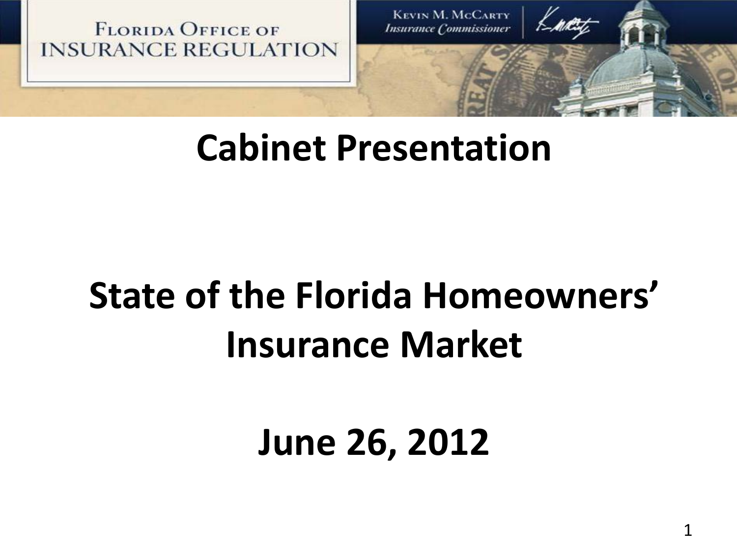FLORIDA OFFICE OF INSURANCE REGULATION

KEVIN M. MCCARTY
*Insurance Commissioner*

# Cabinet Presentation

# State of the Florida Homeowners' Insurance Market

# June 26, 2012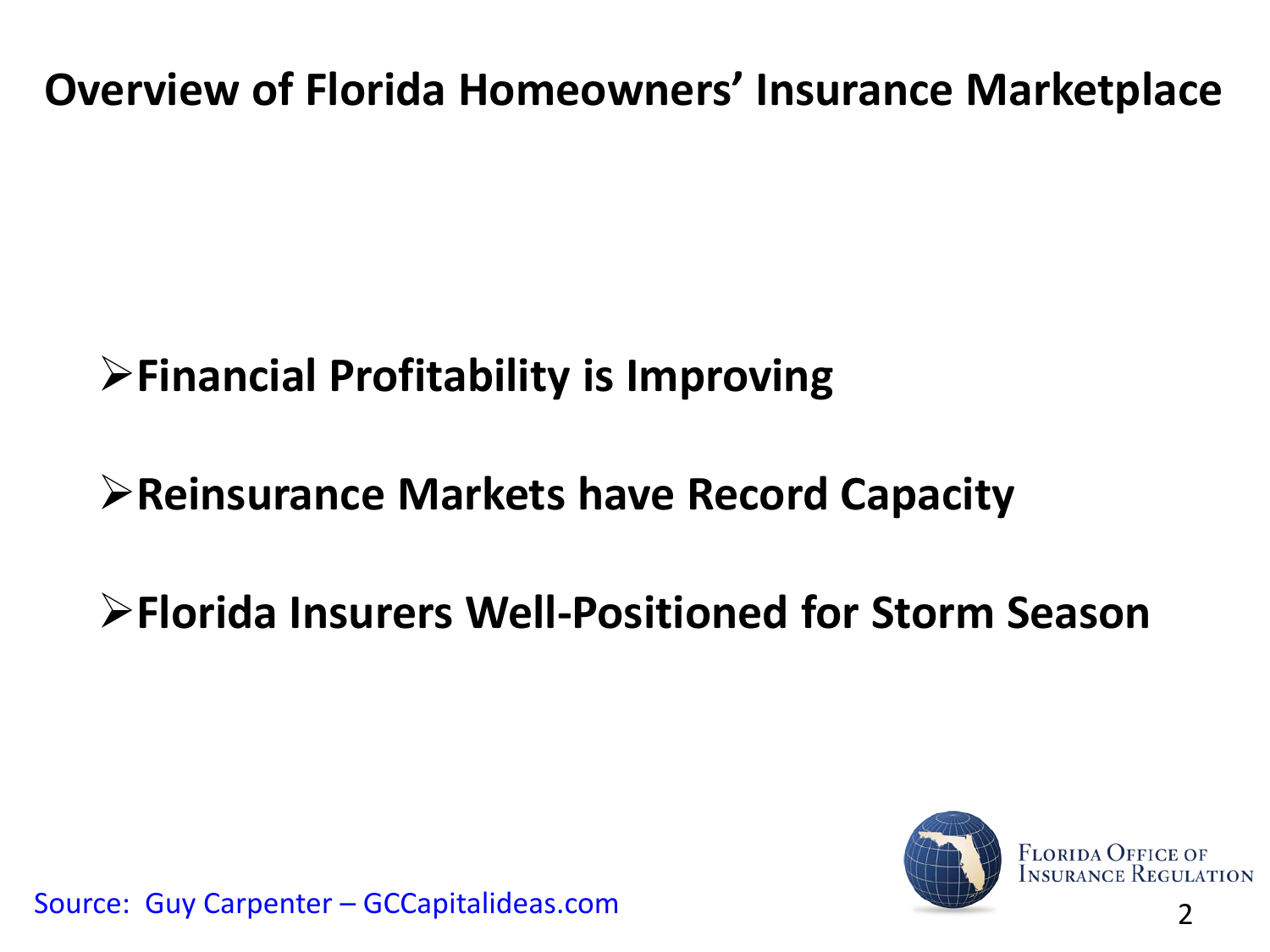# Overview of Florida Homeowners' Insurance Marketplace

- **Financial Profitability is Improving**
- **Reinsurance Markets have Record Capacity**
- **Florida Insurers Well-Positioned for Storm Season**

Source: Guy Carpenter – GCCapitalideas.com

Florida Office of Insurance Regulation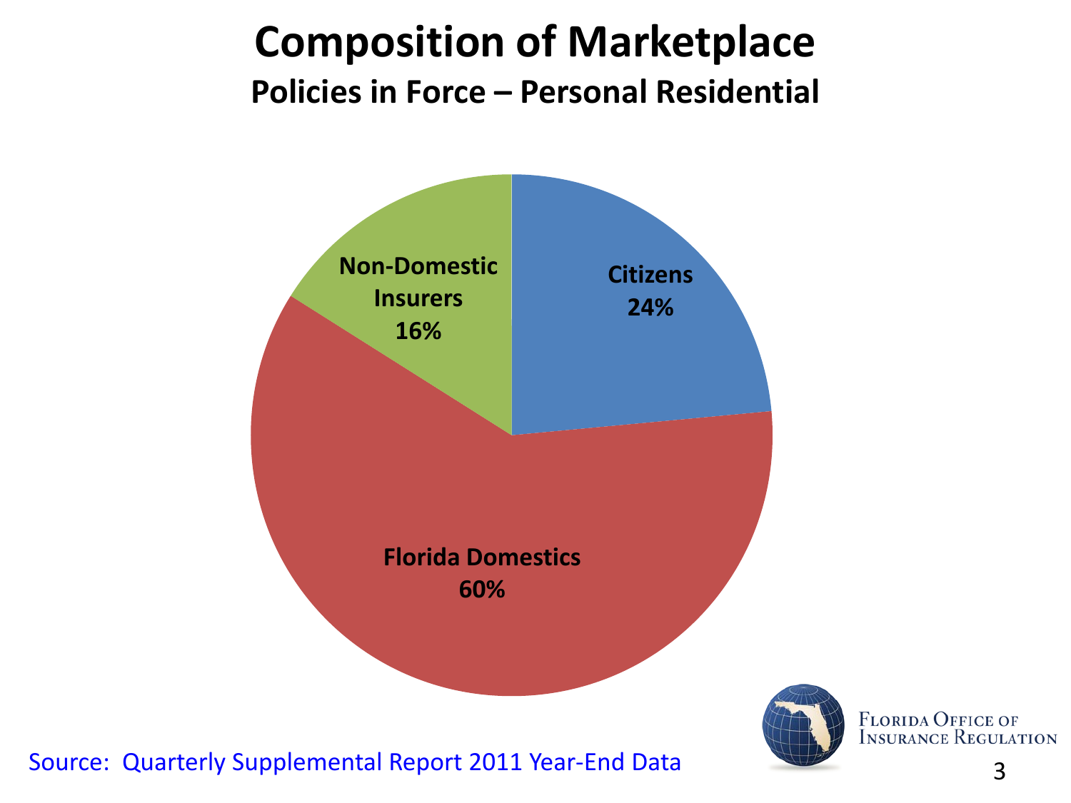# Composition of Marketplace

## Policies in Force – Personal Residential

Citizens 24%

Florida Domestics 60%

Non-Domestic Insurers 16%

Source: Quarterly Supplemental Report 2011 Year-End Data

Florida Office of Insurance Regulation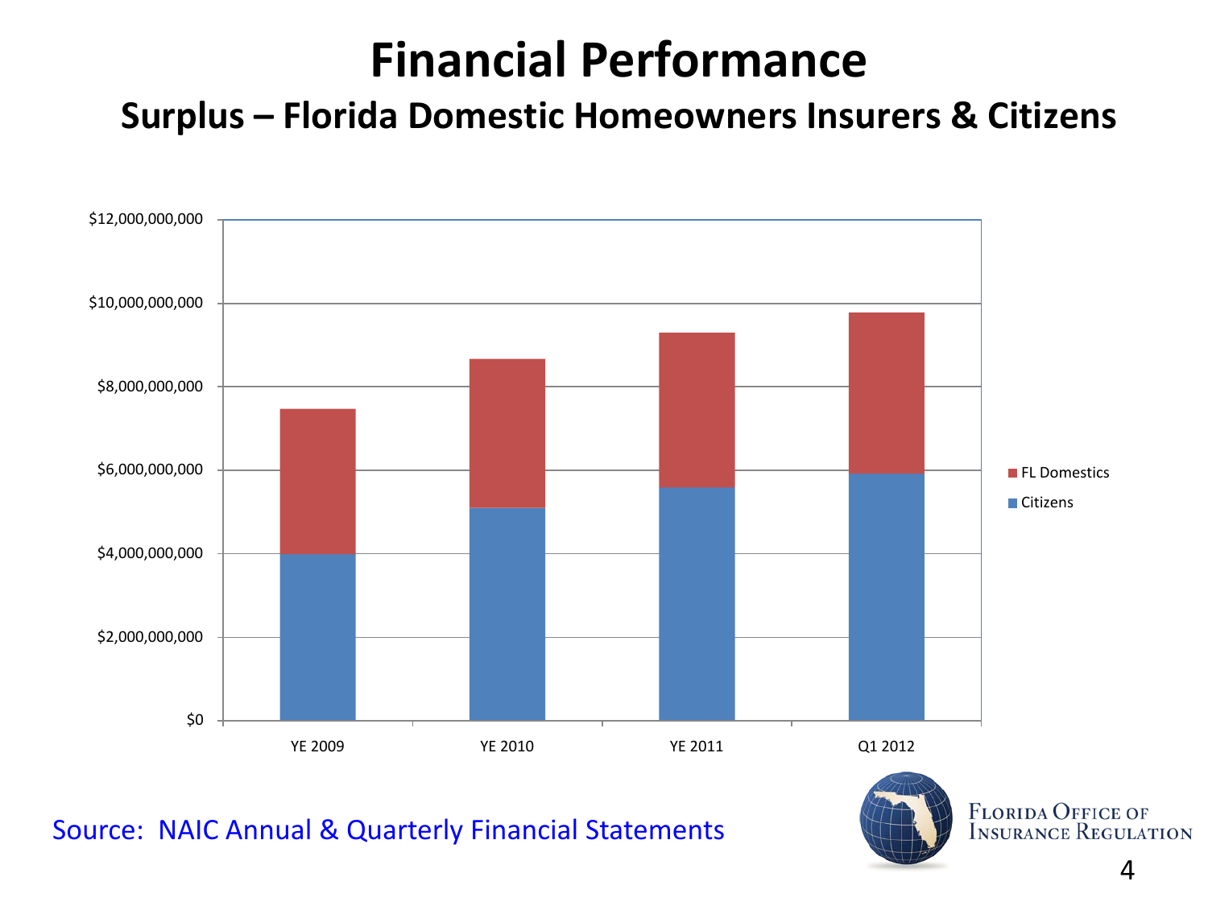# Financial Performance

## Surplus – Florida Domestic Homeowners Insurers & Citizens

$12,000,000,000

$10,000,000,000

$8,000,000,000

$6,000,000,000

$4,000,000,000

$2,000,000,000

$0

YE 2009 | YE 2010 | YE 2011 | Q1 2012

FL Domestics

Citizens

Source: NAIC Annual & Quarterly Financial Statements

Florida Office of Insurance Regulation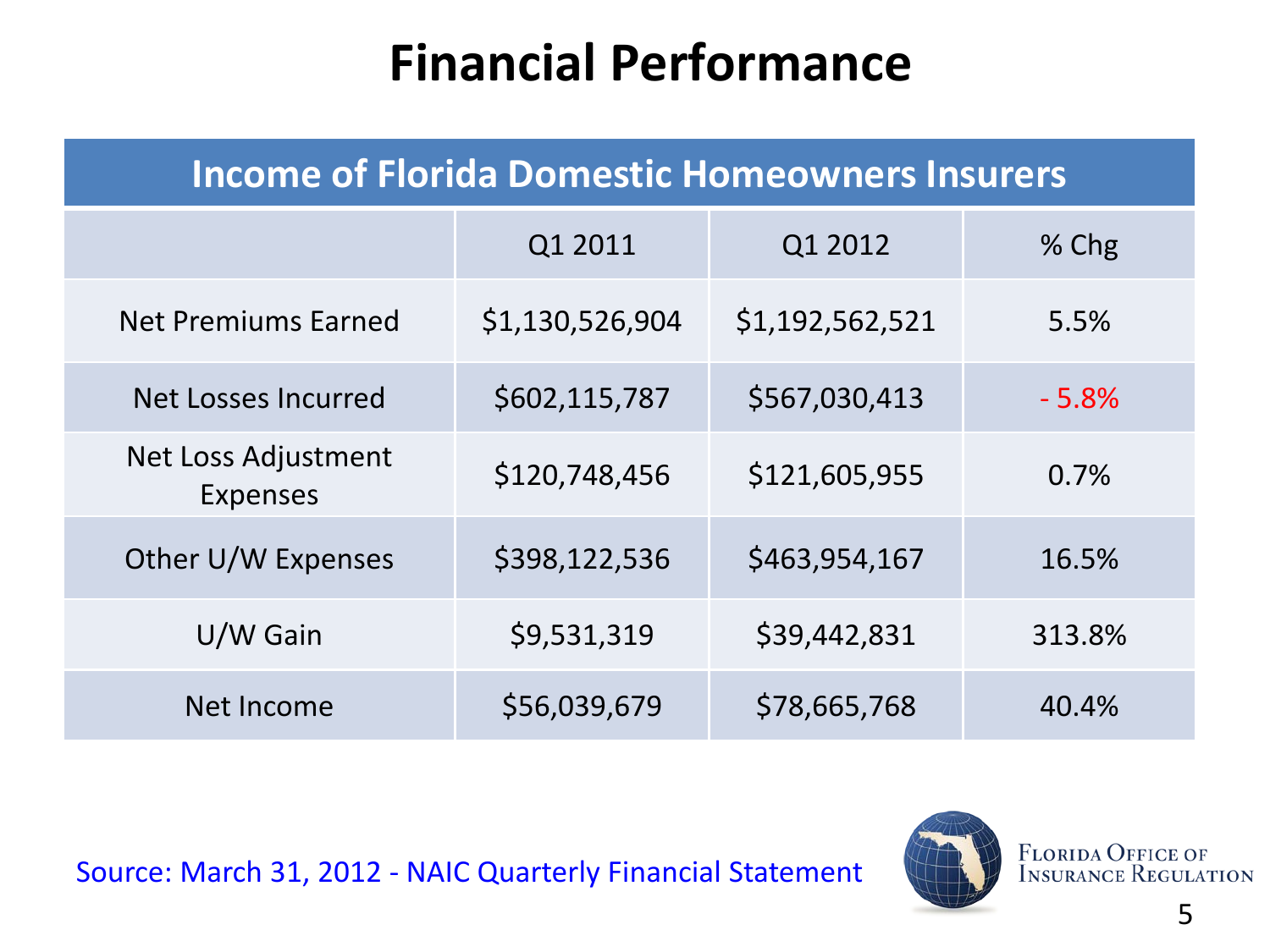# Financial Performance

| Income of Florida Domestic Homeowners Insurers | | | |
|---|---|---|---|
| | Q1 2011 | Q1 2012 | % Chg |
| Net Premiums Earned | $1,130,526,904 | $1,192,562,521 | 5.5% |
| Net Losses Incurred | $602,115,787 | $567,030,413 | - 5.8% |
| Net Loss Adjustment Expenses | $120,748,456 | $121,605,955 | 0.7% |
| Other U/W Expenses | $398,122,536 | $463,954,167 | 16.5% |
| U/W Gain | $9,531,319 | $39,442,831 | 313.8% |
| Net Income | $56,039,679 | $78,665,768 | 40.4% |

Source: March 31, 2012 - NAIC Quarterly Financial Statement

Florida Office of Insurance Regulation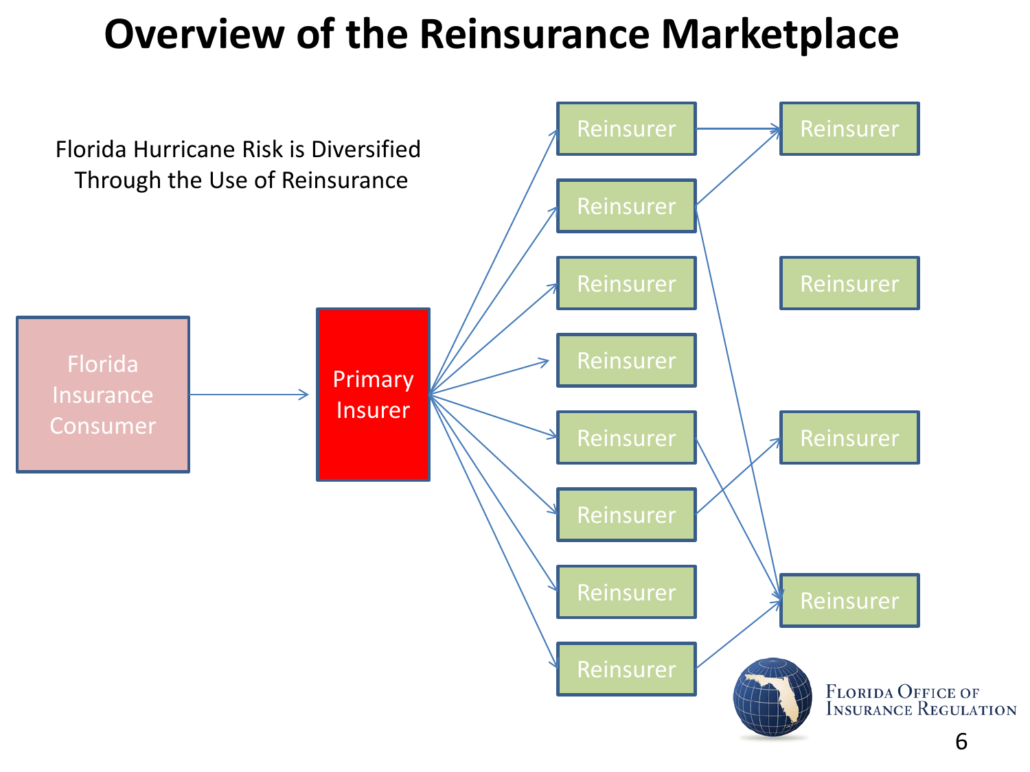# Overview of the Reinsurance Marketplace

Florida Hurricane Risk is Diversified Through the Use of Reinsurance

Florida Insurance Consumer

Primary Insurer

Reinsurer

Reinsurer

Reinsurer

Reinsurer

Reinsurer

Reinsurer

Reinsurer

Reinsurer

Reinsurer

Reinsurer

Reinsurer

Reinsurer

Florida Office of Insurance Regulation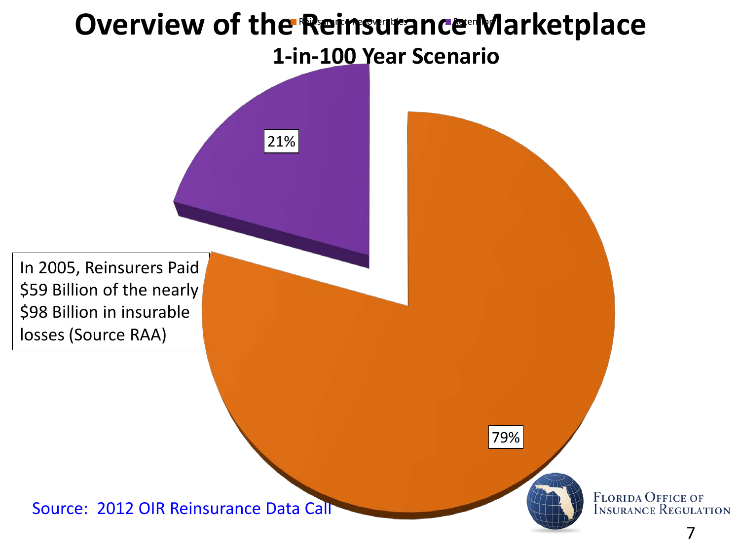# Overview of the Reinsurance Marketplace

## 1-in-100 Year Scenario

Reinsurance Recoverables | Retention

21%

79%

In 2005, Reinsurers Paid $59 Billion of the nearly $98 Billion in insurable losses (Source RAA)

Source: 2012 OIR Reinsurance Data Call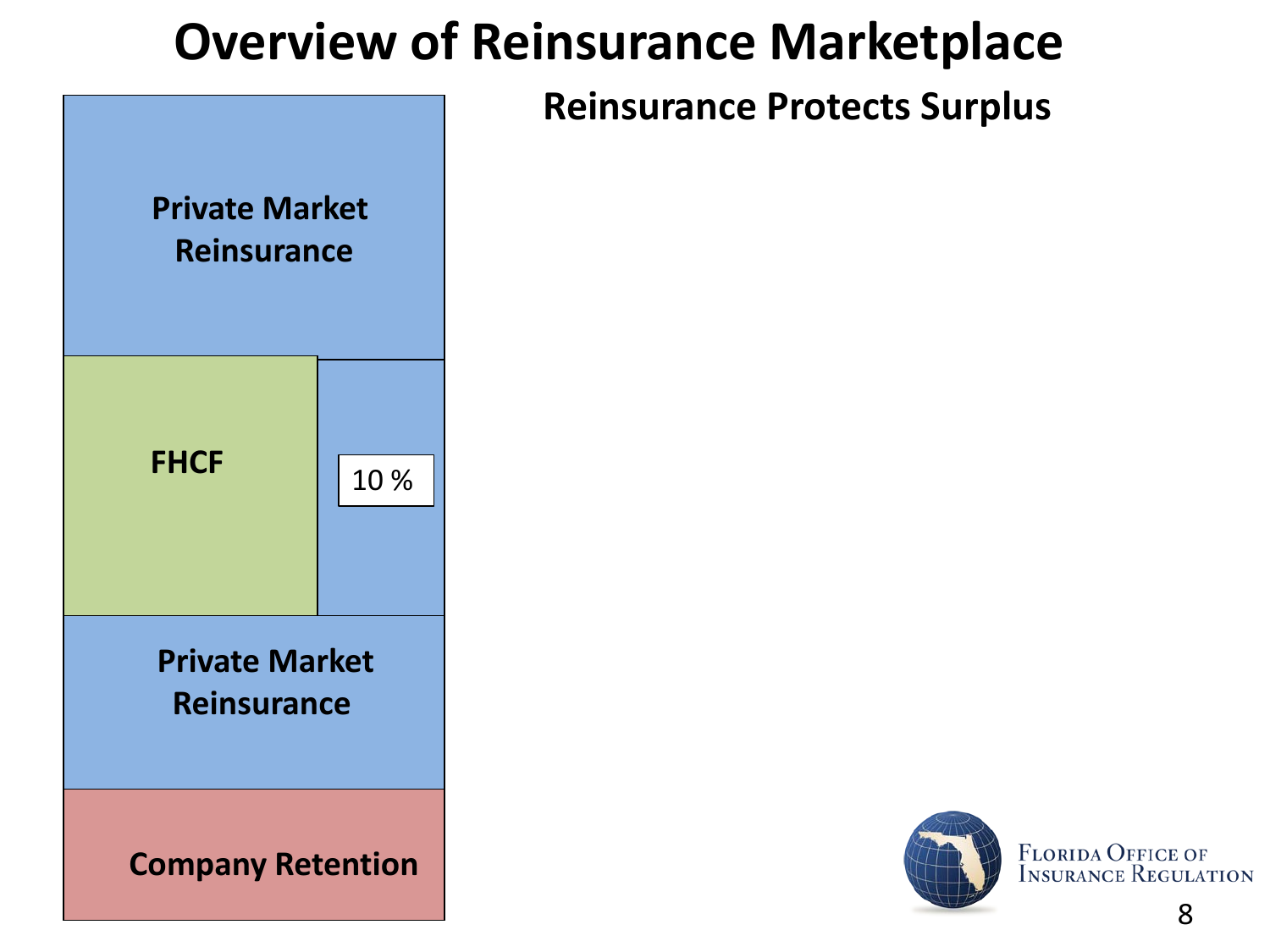# Overview of Reinsurance Marketplace

## Reinsurance Protects Surplus

Private Market Reinsurance

FHCF

10 %

Private Market Reinsurance

Company Retention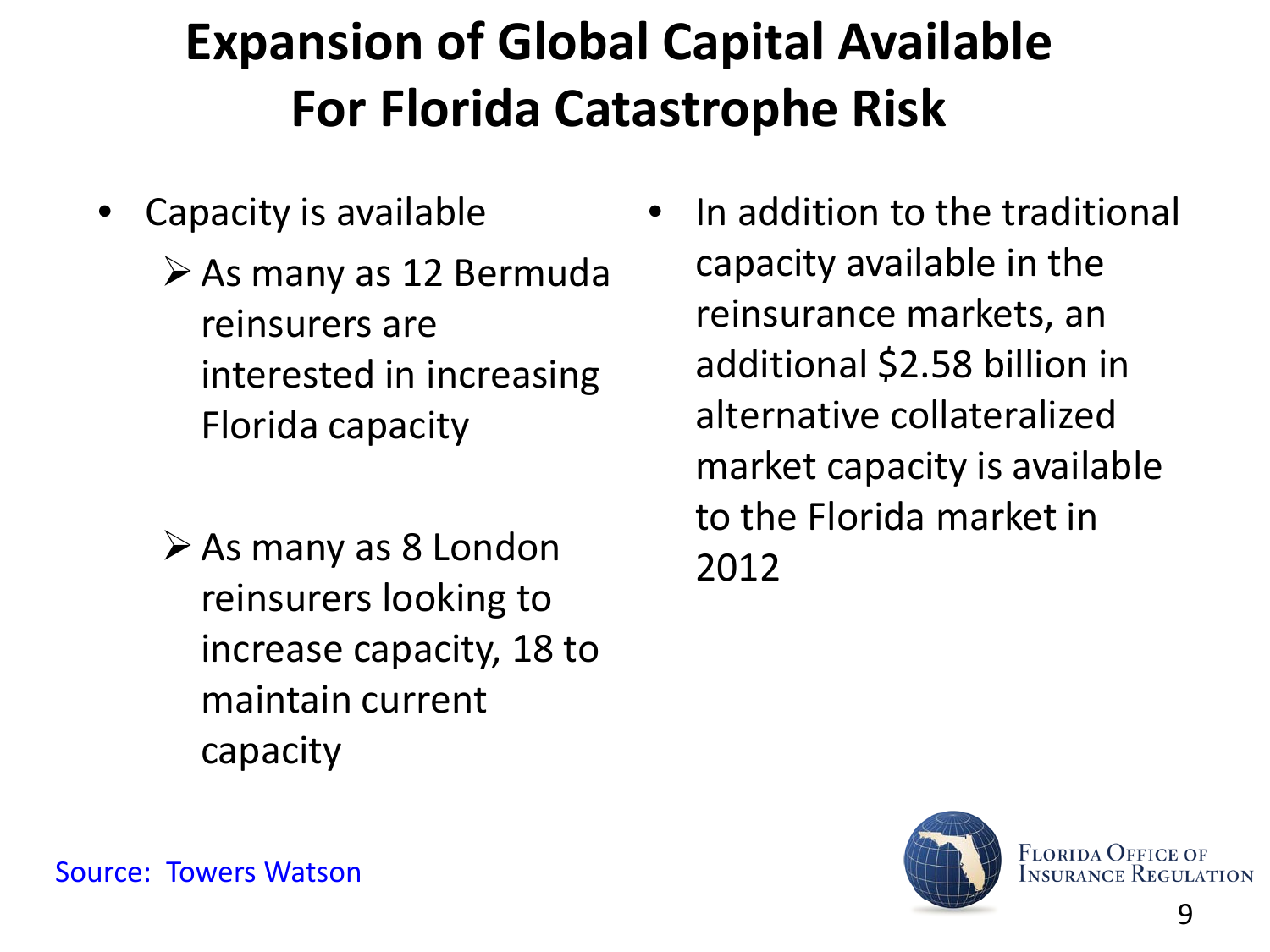# Expansion of Global Capital Available For Florida Catastrophe Risk

- Capacity is available
  - As many as 12 Bermuda reinsurers are interested in increasing Florida capacity
  - As many as 8 London reinsurers looking to increase capacity, 18 to maintain current capacity
- In addition to the traditional capacity available in the reinsurance markets, an additional $2.58 billion in alternative collateralized market capacity is available to the Florida market in 2012

Source: Towers Watson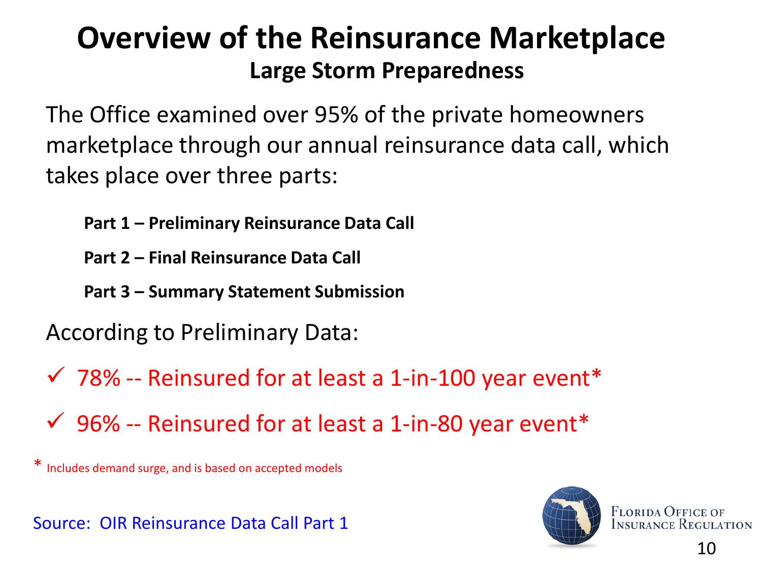# Overview of the Reinsurance Marketplace

## Large Storm Preparedness

The Office examined over 95% of the private homeowners marketplace through our annual reinsurance data call, which takes place over three parts:

**Part 1 – Preliminary Reinsurance Data Call**

**Part 2 – Final Reinsurance Data Call**

**Part 3 – Summary Statement Submission**

According to Preliminary Data:

- ✓ 78% -- Reinsured for at least a 1-in-100 year event*
- ✓ 96% -- Reinsured for at least a 1-in-80 year event*

* Includes demand surge, and is based on accepted models

Source: OIR Reinsurance Data Call Part 1

Florida Office of Insurance Regulation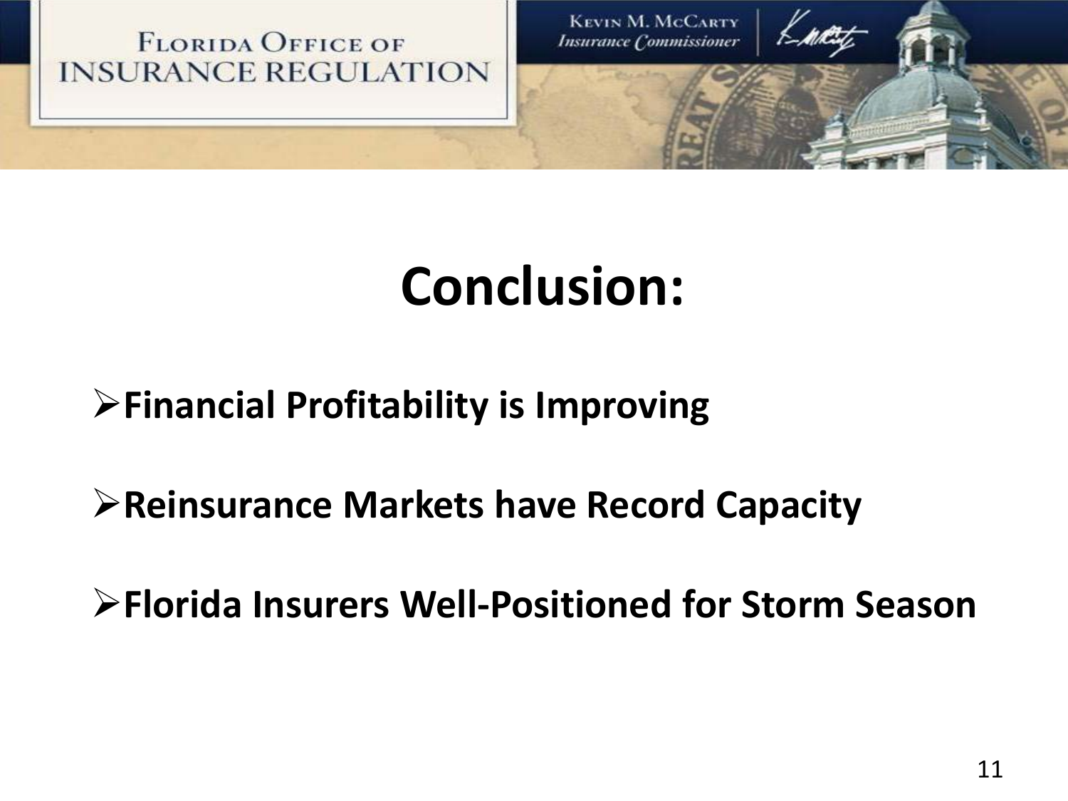FLORIDA OFFICE OF INSURANCE REGULATION

KEVIN M. MCCARTY *Insurance Commissioner*

# Conclusion:

- **Financial Profitability is Improving**
- **Reinsurance Markets have Record Capacity**
- **Florida Insurers Well-Positioned for Storm Season**